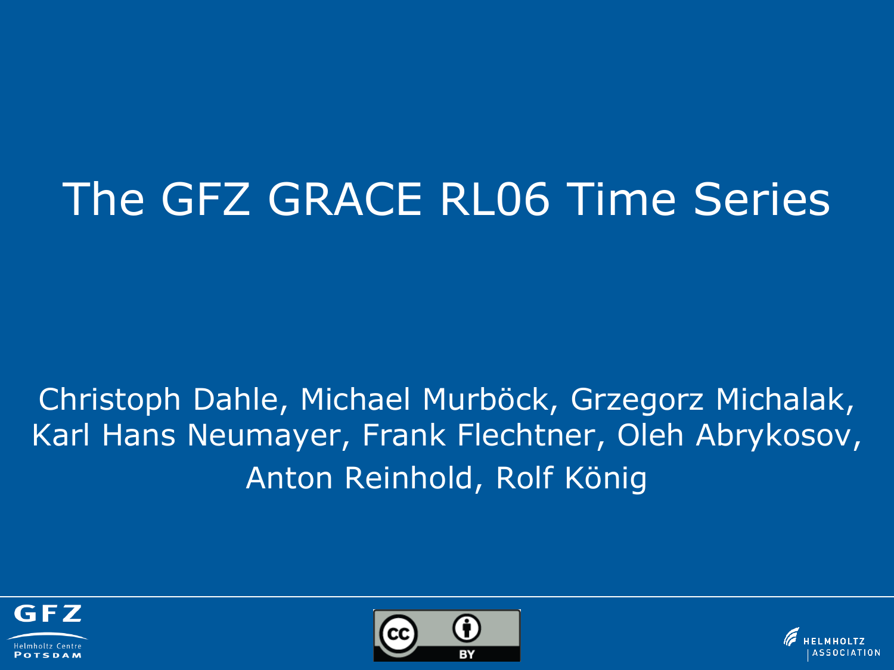# The GFZ GRACE RL06 Time Series

Christoph Dahle, Michael Murböck, Grzegorz Michalak, Karl Hans Neumayer, Frank Flechtner, Oleh Abrykosov, Anton Reinhold, Rolf König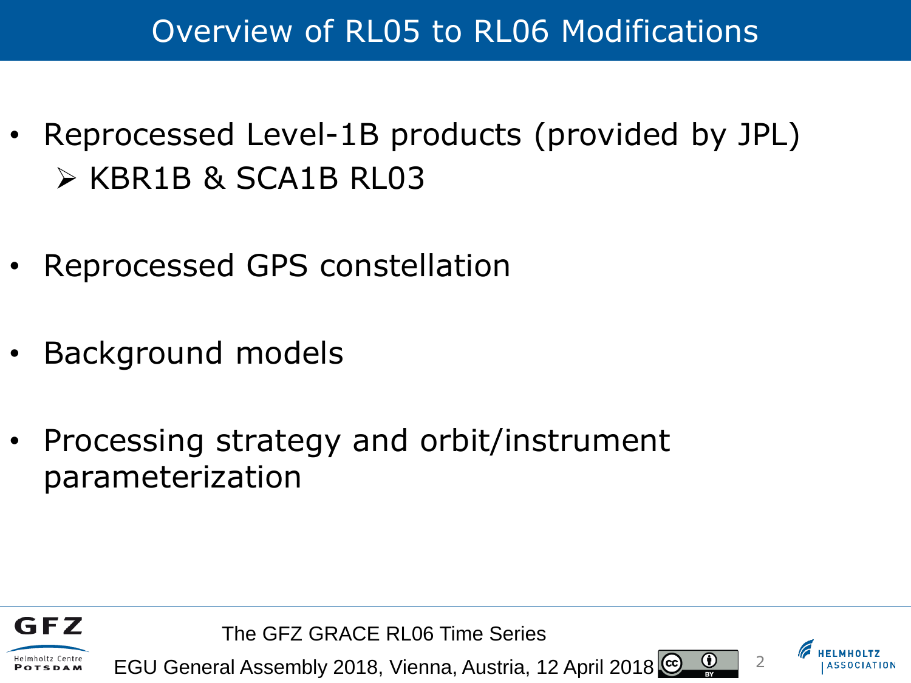# Overview of RL05 to RL06 Modifications

- Reprocessed Level-1B products (provided by JPL)
  - KBR1B & SCA1B RL03
- Reprocessed GPS constellation
- Background models
- Processing strategy and orbit/instrument parameterization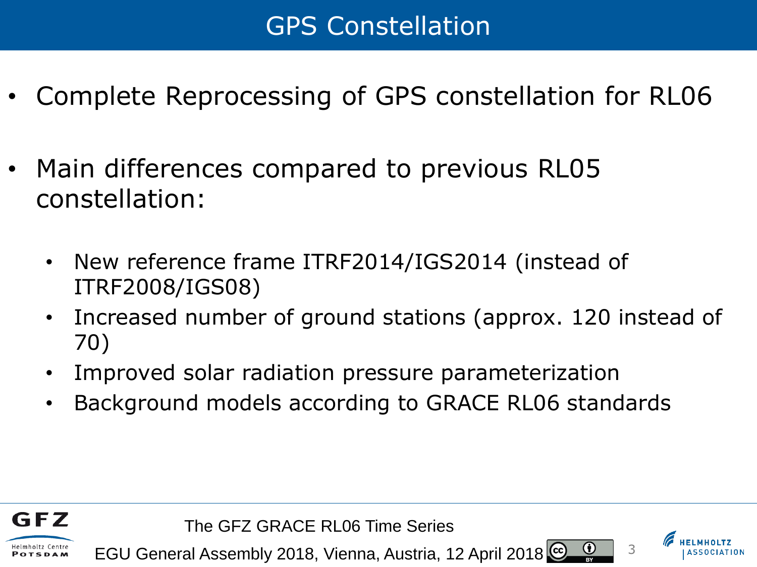# GPS Constellation

- Complete Reprocessing of GPS constellation for RL06
- Main differences compared to previous RL05 constellation:
  - New reference frame ITRF2014/IGS2014 (instead of ITRF2008/IGS08)
  - Increased number of ground stations (approx. 120 instead of 70)
  - Improved solar radiation pressure parameterization
  - Background models according to GRACE RL06 standards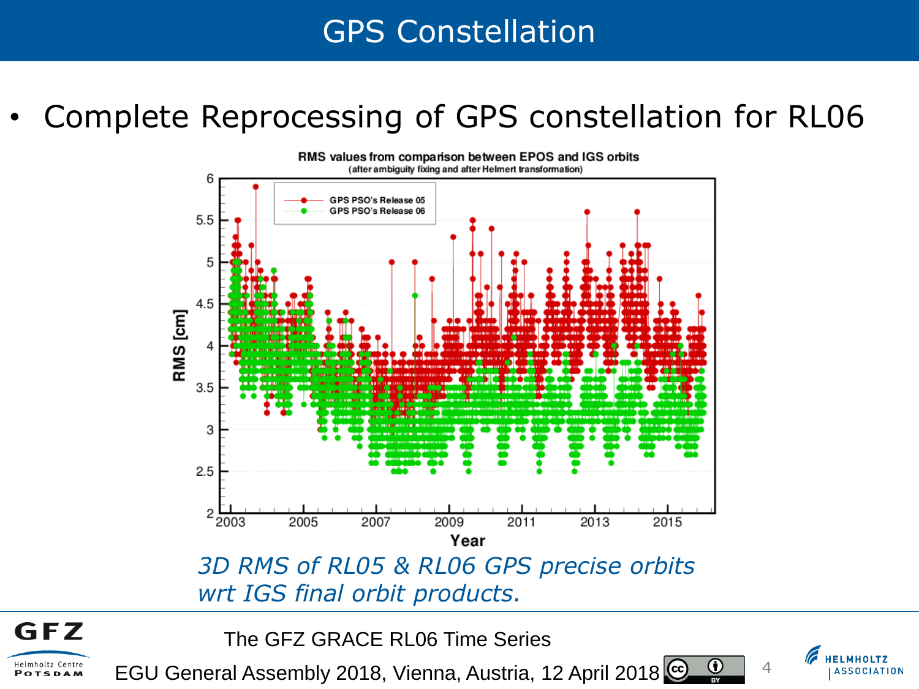# GPS Constellation

- Complete Reprocessing of GPS constellation for RL06

*3D RMS of RL05 & RL06 GPS precise orbits wrt IGS final orbit products.*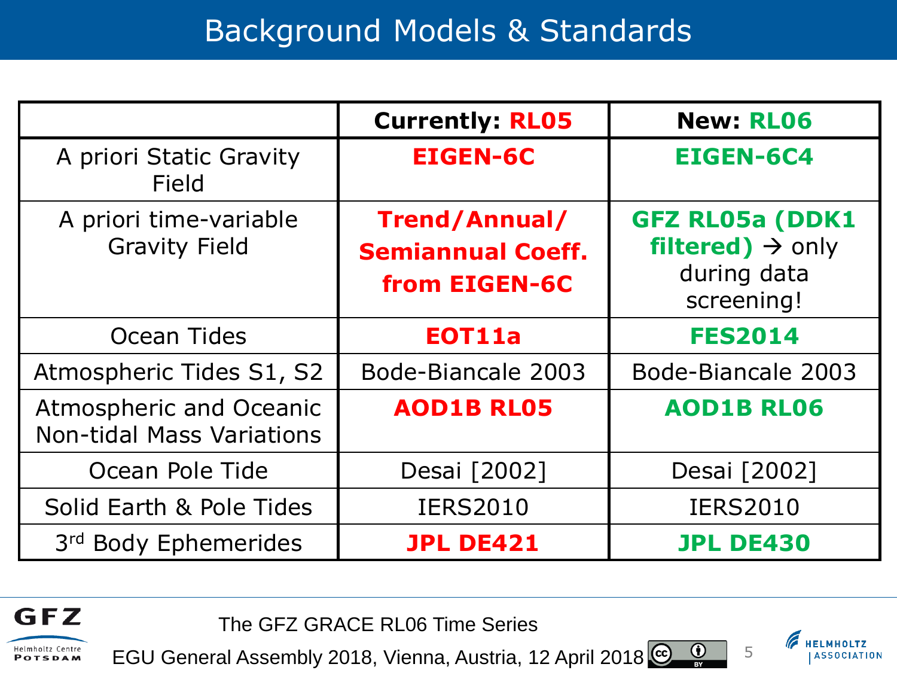# Background Models & Standards

| | **Currently: RL05** | **New: RL06** |
|---|---|---|
| A priori Static Gravity Field | **EIGEN-6C** | **EIGEN-6C4** |
| A priori time-variable Gravity Field | **Trend/Annual/ Semiannual Coeff. from EIGEN-6C** | **GFZ RL05a (DDK1 filtered)** → only during data screening! |
| Ocean Tides | **EOT11a** | **FES2014** |
| Atmospheric Tides S1, S2 | Bode-Biancale 2003 | Bode-Biancale 2003 |
| Atmospheric and Oceanic Non-tidal Mass Variations | **AOD1B RL05** | **AOD1B RL06** |
| Ocean Pole Tide | Desai [2002] | Desai [2002] |
| Solid Earth & Pole Tides | IERS2010 | IERS2010 |
| 3rd Body Ephemerides | **JPL DE421** | **JPL DE430** |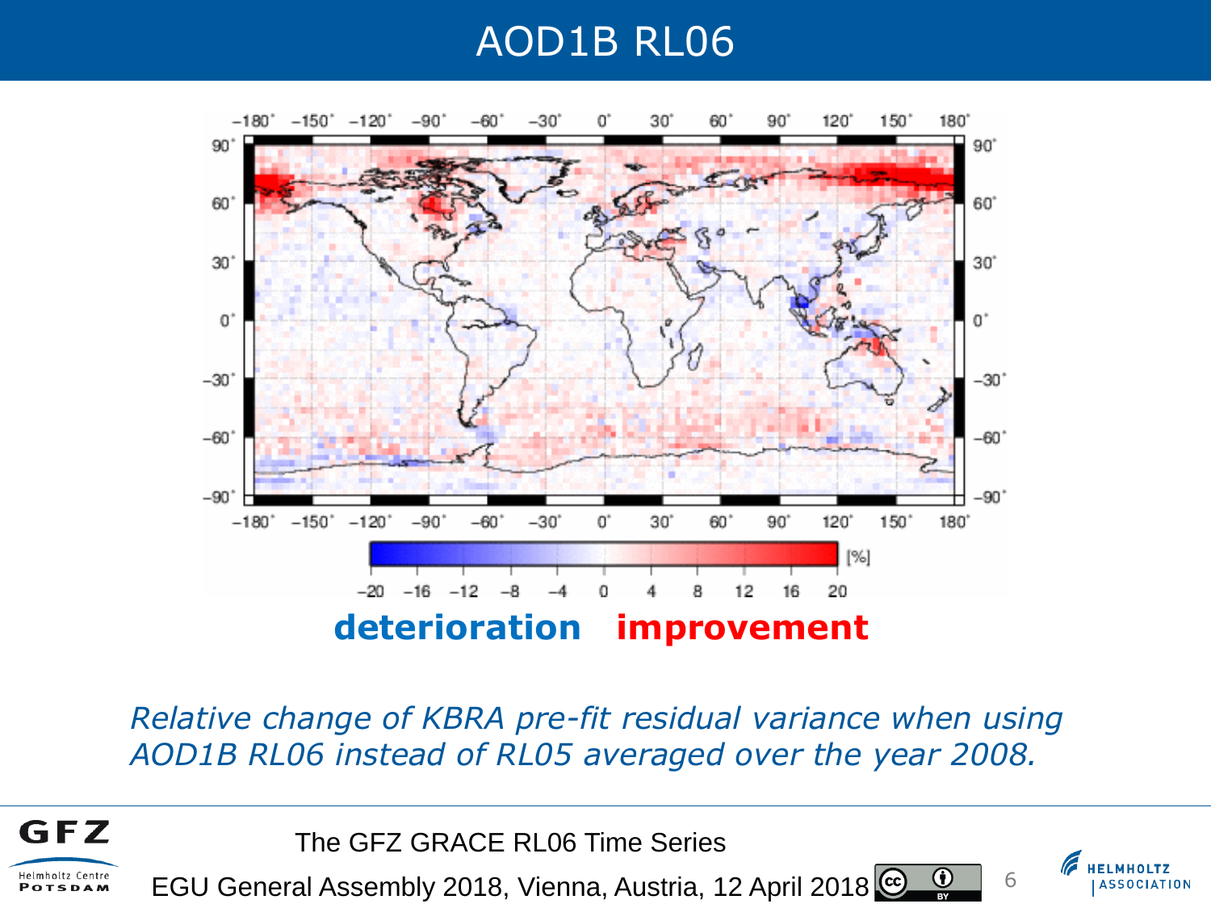# AOD1B RL06

**deterioration** **improvement**

*Relative change of KBRA pre-fit residual variance when using AOD1B RL06 instead of RL05 averaged over the year 2008.*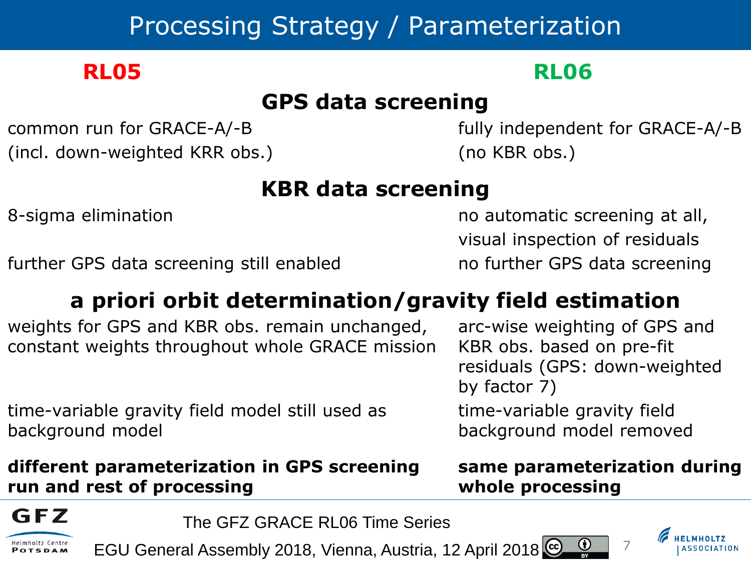# Processing Strategy / Parameterization

| RL05 | RL06 |
|---|---|
| **GPS data screening** | |
| common run for GRACE-A/-B (incl. down-weighted KRR obs.) | fully independent for GRACE-A/-B (no KBR obs.) |
| **KBR data screening** | |
| 8-sigma elimination | no automatic screening at all, visual inspection of residuals |
| further GPS data screening still enabled | no further GPS data screening |
| **a priori orbit determination/gravity field estimation** | |
| weights for GPS and KBR obs. remain unchanged, constant weights throughout whole GRACE mission | arc-wise weighting of GPS and KBR obs. based on pre-fit residuals (GPS: down-weighted by factor 7) |
| time-variable gravity field model still used as background model | time-variable gravity field background model removed |
| **different parameterization in GPS screening run and rest of processing** | **same parameterization during whole processing** |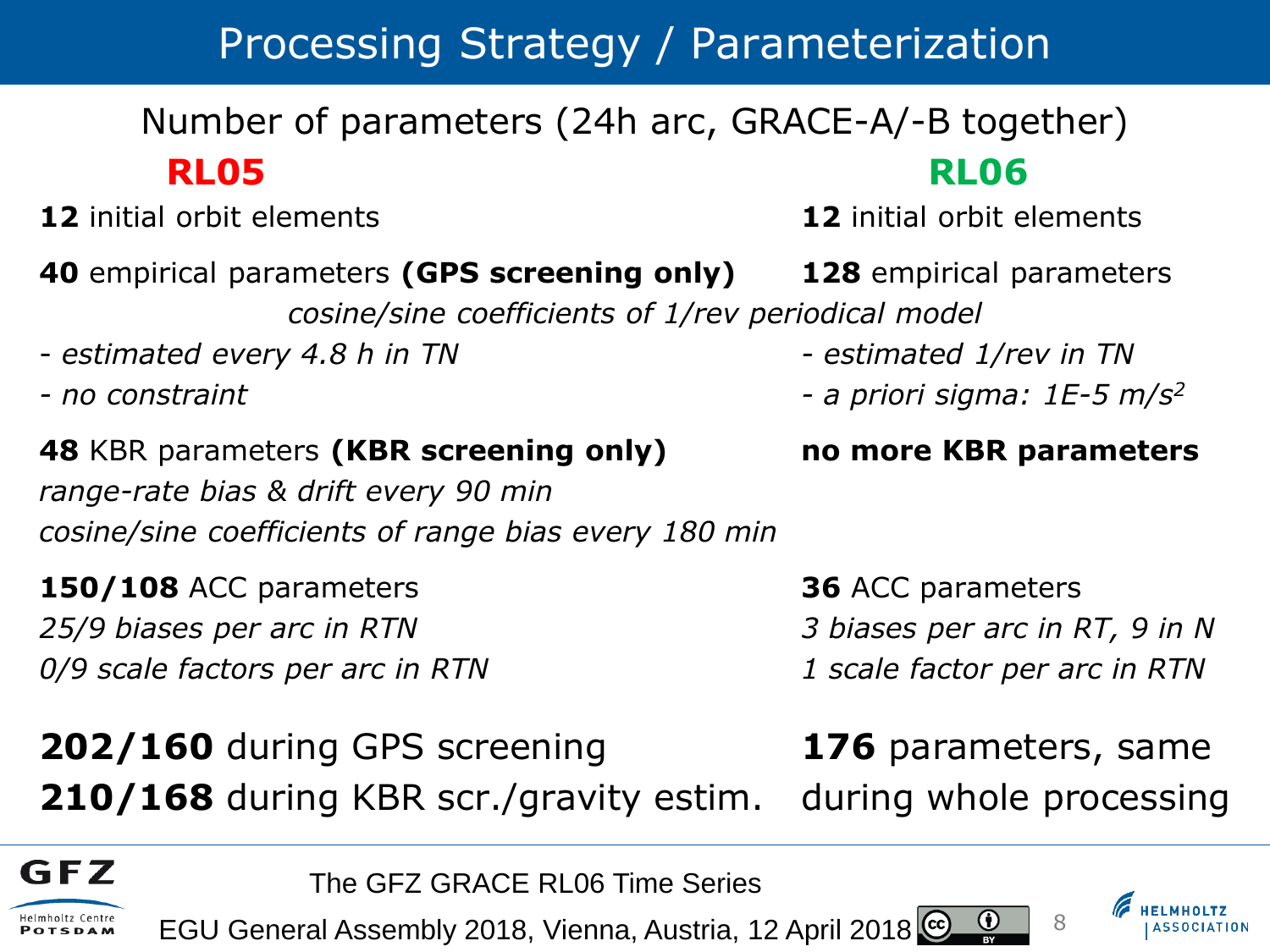# Processing Strategy / Parameterization

## Number of parameters (24h arc, GRACE-A/-B together)

| RL05 | RL06 |
|---|---|
| **12** initial orbit elements | **12** initial orbit elements |
| **40** empirical parameters **(GPS screening only)** | **128** empirical parameters |
| *cosine/sine coefficients of 1/rev periodical model* | *cosine/sine coefficients of 1/rev periodical model* |
| *- estimated every 4.8 h in TN* | *- estimated 1/rev in TN* |
| *- no constraint* | *- a priori sigma: 1E-5 m/s*$^2$ |
| **48** KBR parameters **(KBR screening only)**<br>*range-rate bias & drift every 90 min*<br>*cosine/sine coefficients of range bias every 180 min* | **no more KBR parameters** |
| **150/108** ACC parameters<br>*25/9 biases per arc in RTN*<br>*0/9 scale factors per arc in RTN* | **36** ACC parameters<br>*3 biases per arc in RT, 9 in N*<br>*1 scale factor per arc in RTN* |
| **202/160** during GPS screening<br>**210/168** during KBR scr./gravity estim. | **176** parameters, same during whole processing |

The GFZ GRACE RL06 Time Series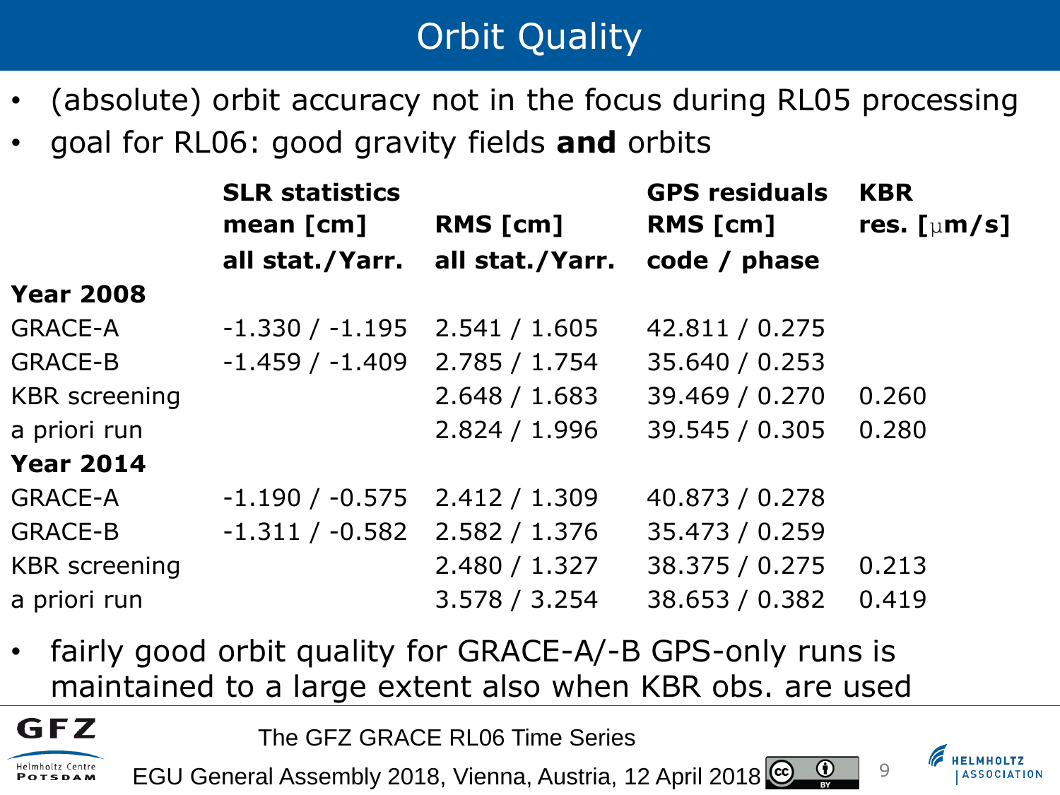# Orbit Quality

- (absolute) orbit accuracy not in the focus during RL05 processing
- goal for RL06: good gravity fields **and** orbits

| | SLR statistics mean [cm] all stat./Yarr. | RMS [cm] all stat./Yarr. | GPS residuals RMS [cm] code / phase | KBR res. [μm/s] |
|---|---|---|---|---|
| **Year 2008** | | | | |
| GRACE-A | -1.330 / -1.195 | 2.541 / 1.605 | 42.811 / 0.275 | |
| GRACE-B | -1.459 / -1.409 | 2.785 / 1.754 | 35.640 / 0.253 | |
| KBR screening | | 2.648 / 1.683 | 39.469 / 0.270 | 0.260 |
| a priori run | | 2.824 / 1.996 | 39.545 / 0.305 | 0.280 |
| **Year 2014** | | | | |
| GRACE-A | -1.190 / -0.575 | 2.412 / 1.309 | 40.873 / 0.278 | |
| GRACE-B | -1.311 / -0.582 | 2.582 / 1.376 | 35.473 / 0.259 | |
| KBR screening | | 2.480 / 1.327 | 38.375 / 0.275 | 0.213 |
| a priori run | | 3.578 / 3.254 | 38.653 / 0.382 | 0.419 |

- fairly good orbit quality for GRACE-A/-B GPS-only runs is maintained to a large extent also when KBR obs. are used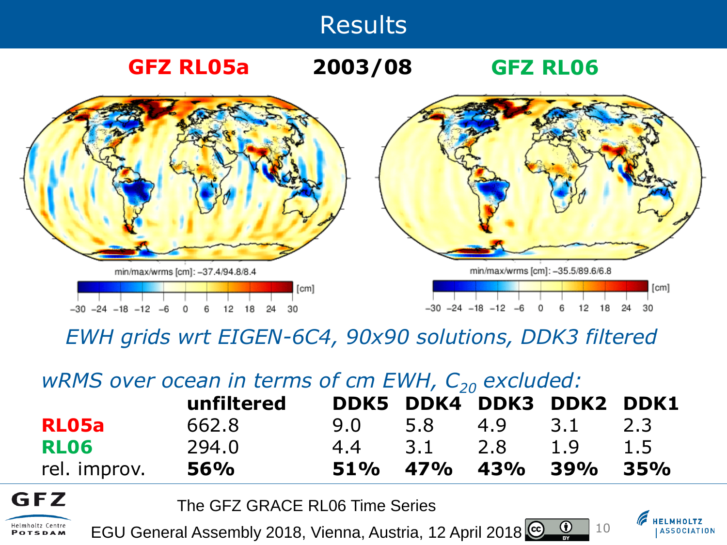# Results

**GFZ RL05a** | **2003/08** | **GFZ RL06**

min/max/wrms [cm]: −37.4/94.8/8.4

min/max/wrms [cm]: −35.5/89.6/6.8

*EWH grids wrt EIGEN-6C4, 90x90 solutions, DDK3 filtered*

*wRMS over ocean in terms of cm EWH, $C_{20}$ excluded:*

| | **unfiltered** | **DDK5** | **DDK4** | **DDK3** | **DDK2** | **DDK1** |
|---|---|---|---|---|---|---|
| **RL05a** | 662.8 | 9.0 | 5.8 | 4.9 | 3.1 | 2.3 |
| **RL06** | 294.0 | 4.4 | 3.1 | 2.8 | 1.9 | 1.5 |
| rel. improv. | **56%** | **51%** | **47%** | **43%** | **39%** | **35%** |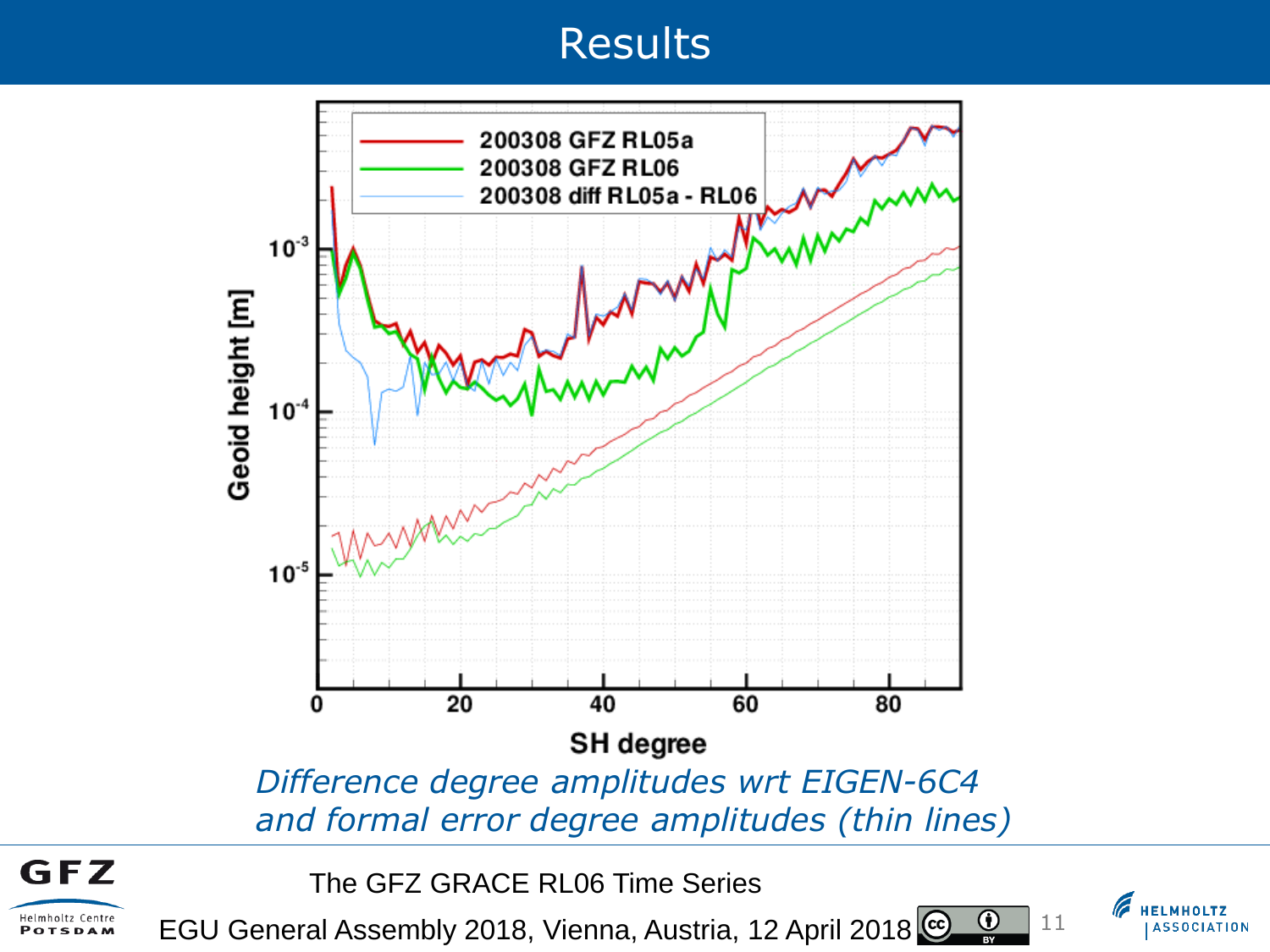# Results

*Difference degree amplitudes wrt EIGEN-6C4 and formal error degree amplitudes (thin lines)*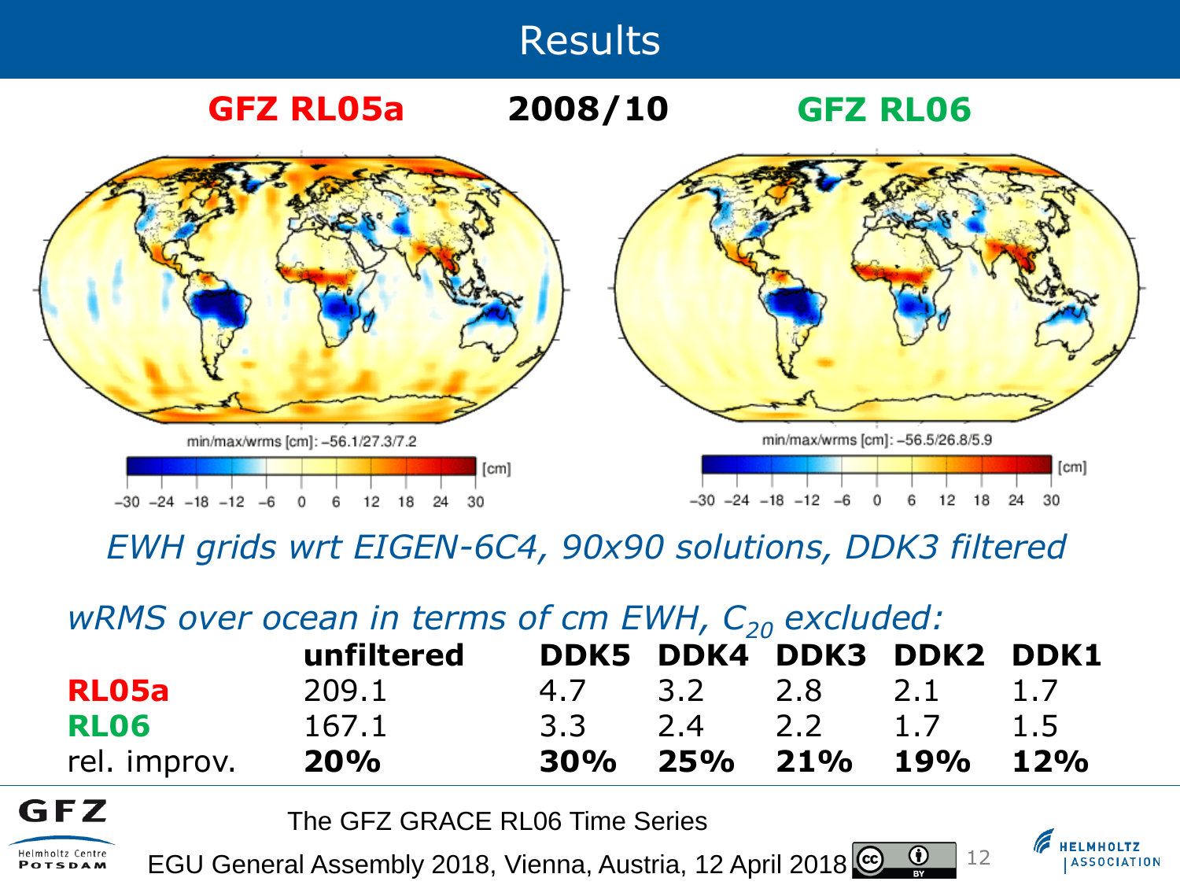# Results

**GFZ RL05a** **2008/10** **GFZ RL06**

min/max/wrms [cm]: −56.1/27.3/7.2

min/max/wrms [cm]: −56.5/26.8/5.9

*EWH grids wrt EIGEN-6C4, 90x90 solutions, DDK3 filtered*

*wRMS over ocean in terms of cm EWH, $C_{20}$ excluded:*

| | unfiltered | DDK5 | DDK4 | DDK3 | DDK2 | DDK1 |
|---|---|---|---|---|---|---|
| **RL05a** | 209.1 | 4.7 | 3.2 | 2.8 | 2.1 | 1.7 |
| **RL06** | 167.1 | 3.3 | 2.4 | 2.2 | 1.7 | 1.5 |
| rel. improv. | **20%** | **30%** | **25%** | **21%** | **19%** | **12%** |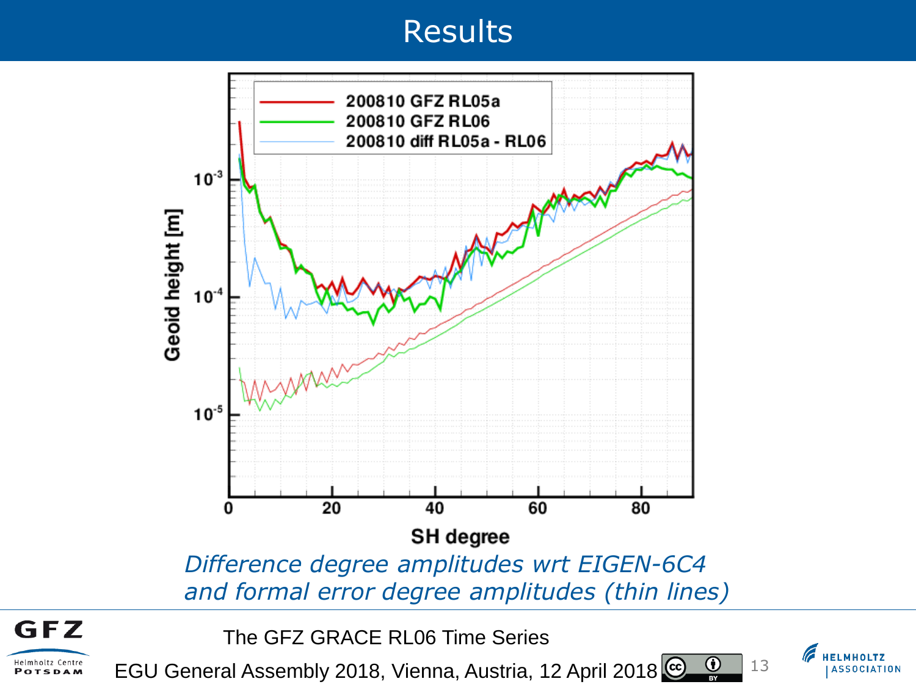# Results

200810 GFZ RL05a
200810 GFZ RL06
200810 diff RL05a - RL06

Geoid height [m]

SH degree

*Difference degree amplitudes wrt EIGEN-6C4 and formal error degree amplitudes (thin lines)*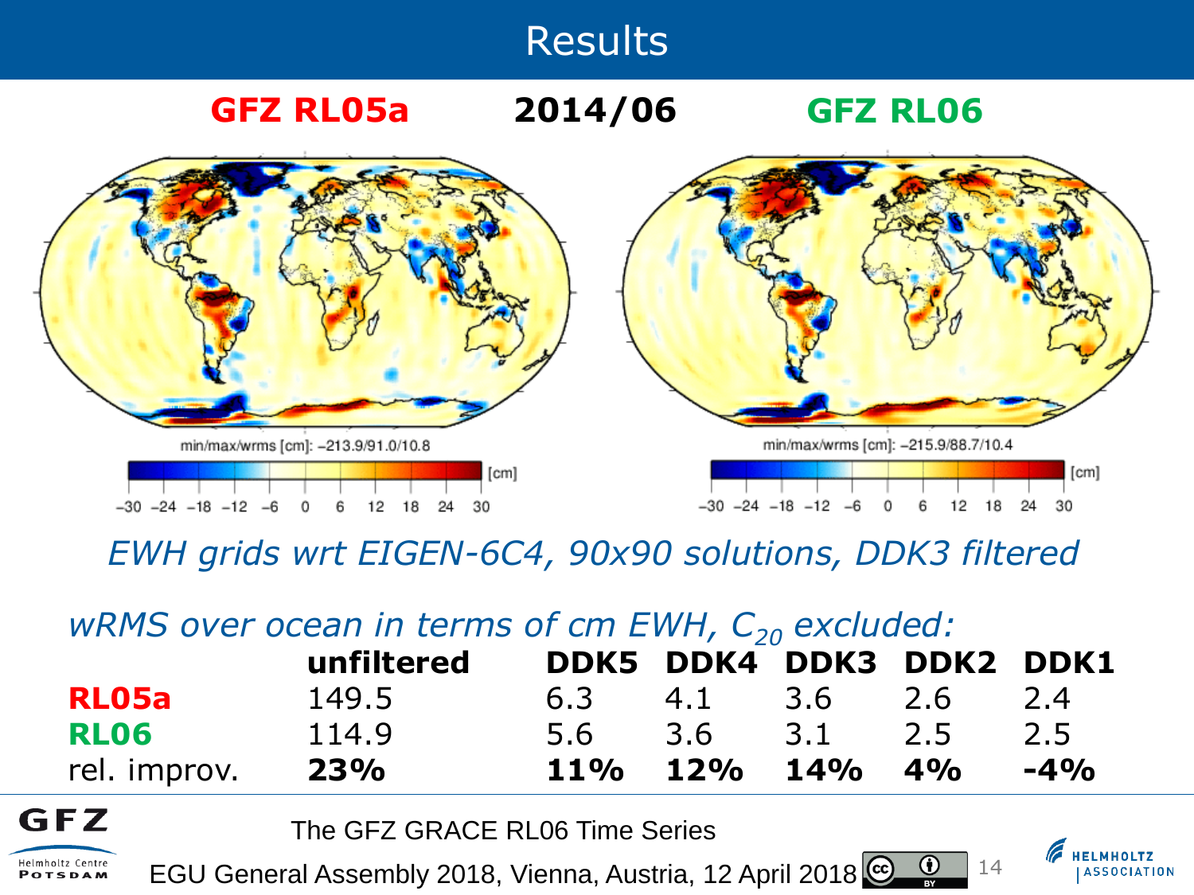# Results

**GFZ RL05a** **2014/06** **GFZ RL06**

min/max/wrms [cm]: –213.9/91.0/10.8

min/max/wrms [cm]: –215.9/88.7/10.4

*EWH grids wrt EIGEN-6C4, 90x90 solutions, DDK3 filtered*

*wRMS over ocean in terms of cm EWH, $C_{20}$ excluded:*

| | unfiltered | DDK5 | DDK4 | DDK3 | DDK2 | DDK1 |
|---|---|---|---|---|---|---|
| **RL05a** | 149.5 | 6.3 | 4.1 | 3.6 | 2.6 | 2.4 |
| **RL06** | 114.9 | 5.6 | 3.6 | 3.1 | 2.5 | 2.5 |
| rel. improv. | **23%** | **11%** | **12%** | **14%** | **4%** | **-4%** |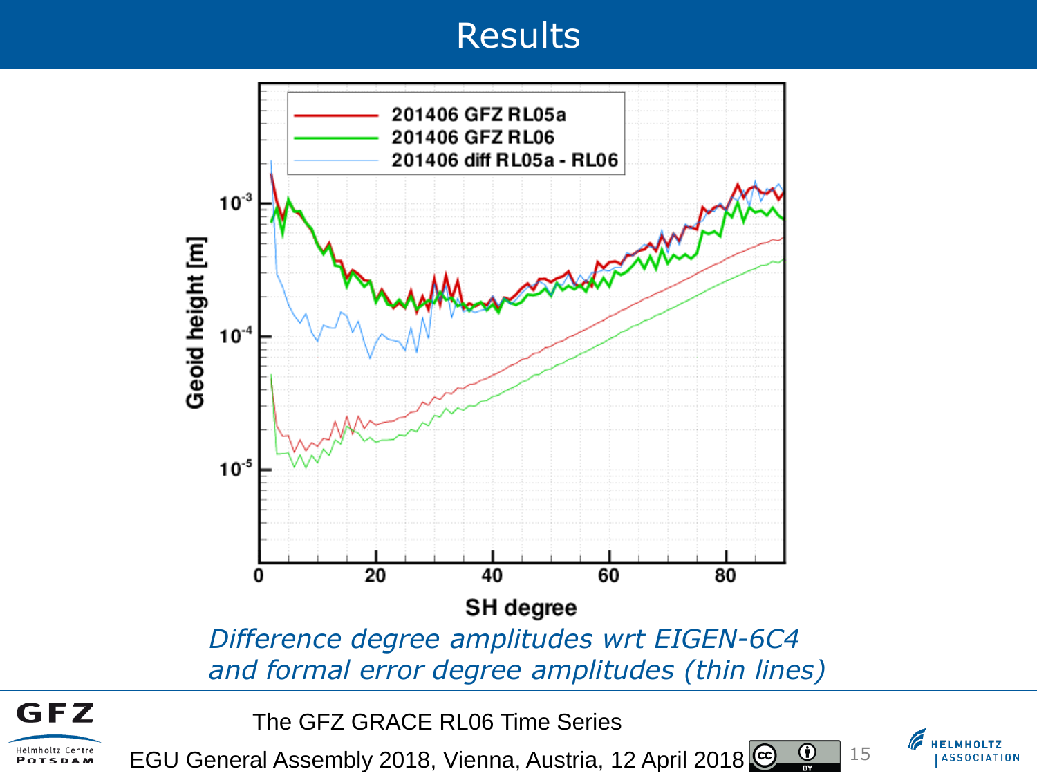# Results

*Difference degree amplitudes wrt EIGEN-6C4 and formal error degree amplitudes (thin lines)*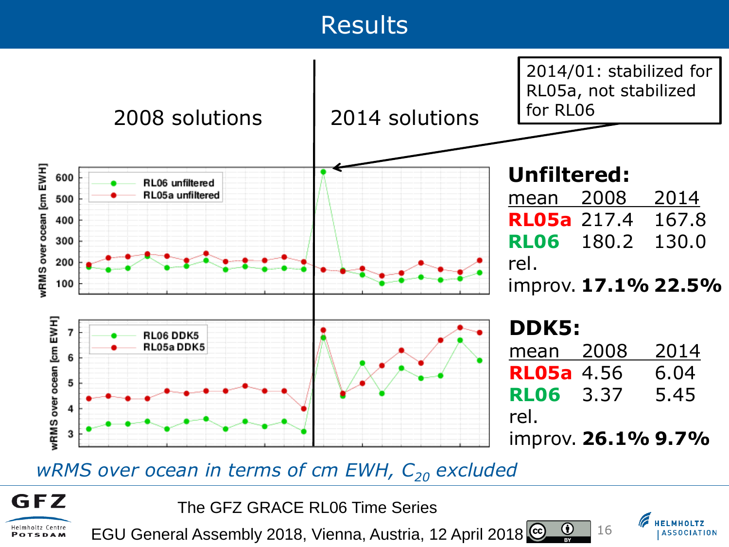# Results

2008 solutions | 2014 solutions

2014/01: stabilized for RL05a, not stabilized for RL06

**Unfiltered:**

| mean | 2008 | 2014 |
|---|---|---|
| **RL05a** | 217.4 | 167.8 |
| **RL06** | 180.2 | 130.0 |
| rel. improv. | **17.1%** | **22.5%** |

**DDK5:**

| mean | 2008 | 2014 |
|---|---|---|
| **RL05a** | 4.56 | 6.04 |
| **RL06** | 3.37 | 5.45 |
| rel. improv. | **26.1%** | **9.7%** |

*wRMS over ocean in terms of cm EWH, $C_{20}$ excluded*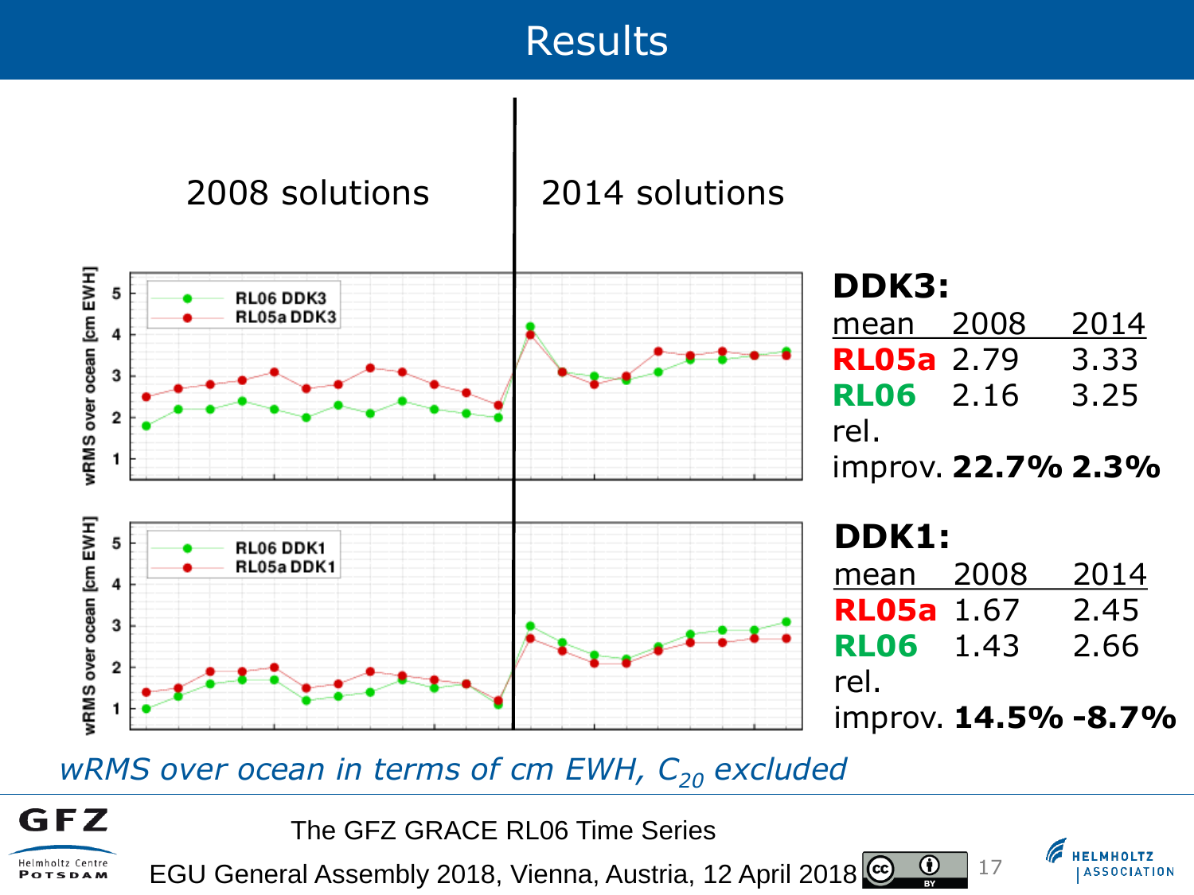# Results

2008 solutions | 2014 solutions

**DDK3:**

| mean | 2008 | 2014 |
|---|---|---|
| **RL05a** | 2.79 | 3.33 |
| **RL06** | 2.16 | 3.25 |
| rel. improv. | **22.7%** | **2.3%** |

**DDK1:**

| mean | 2008 | 2014 |
|---|---|---|
| **RL05a** | 1.67 | 2.45 |
| **RL06** | 1.43 | 2.66 |
| rel. improv. | **14.5%** | **-8.7%** |

*wRMS over ocean in terms of cm EWH, $C_{20}$ excluded*

The GFZ GRACE RL06 Time Series

EGU General Assembly 2018, Vienna, Austria, 12 April 2018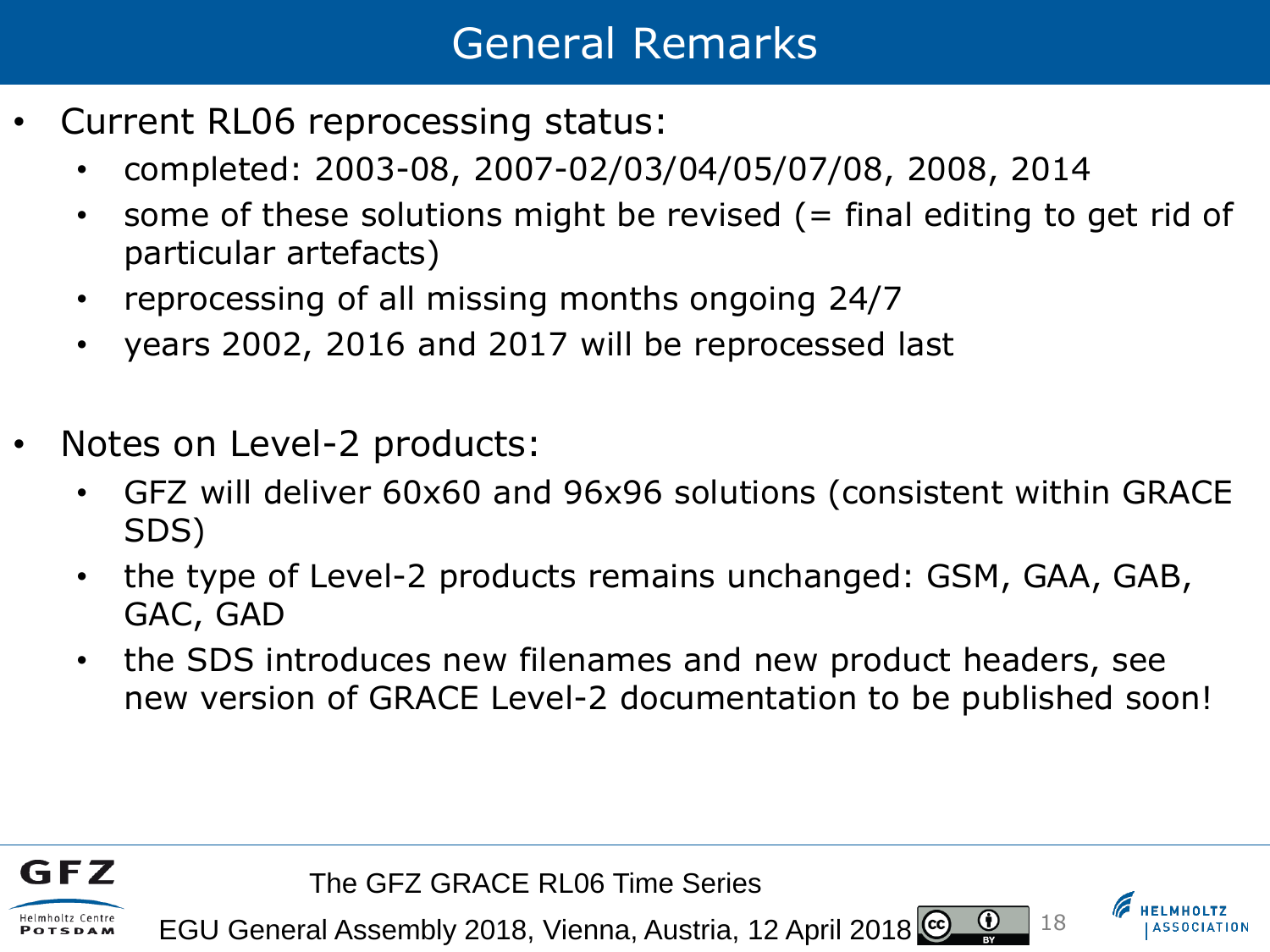# General Remarks

- Current RL06 reprocessing status:
  - completed: 2003-08, 2007-02/03/04/05/07/08, 2008, 2014
  - some of these solutions might be revised (= final editing to get rid of particular artefacts)
  - reprocessing of all missing months ongoing 24/7
  - years 2002, 2016 and 2017 will be reprocessed last

- Notes on Level-2 products:
  - GFZ will deliver 60x60 and 96x96 solutions (consistent within GRACE SDS)
  - the type of Level-2 products remains unchanged: GSM, GAA, GAB, GAC, GAD
  - the SDS introduces new filenames and new product headers, see new version of GRACE Level-2 documentation to be published soon!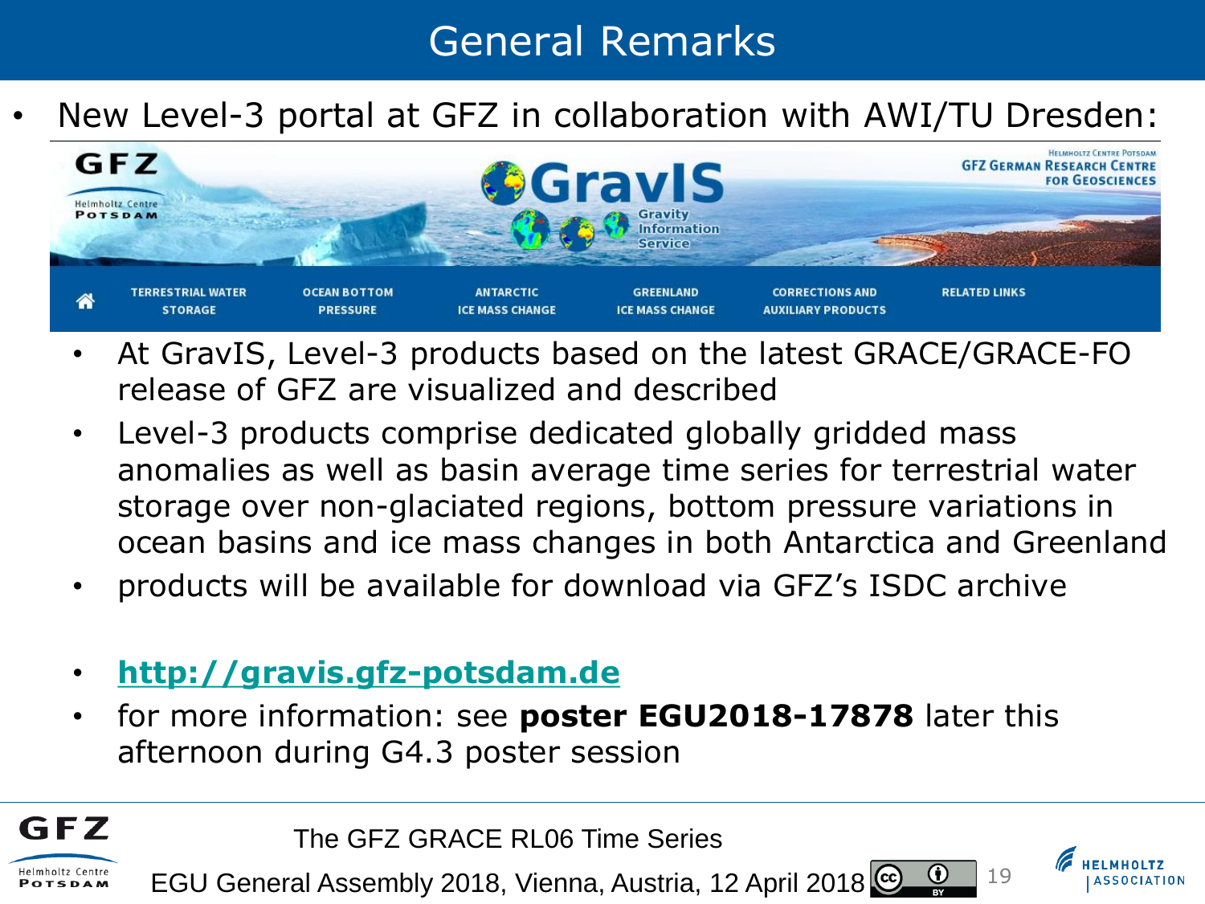# General Remarks

- New Level-3 portal at GFZ in collaboration with AWI/TU Dresden:

GFZ Helmholtz Centre Potsdam — GravIS Gravity Information Service — Helmholtz Centre Potsdam GFZ German Research Centre for Geosciences

TERRESTRIAL WATER STORAGE | OCEAN BOTTOM PRESSURE | ANTARCTIC ICE MASS CHANGE | GREENLAND ICE MASS CHANGE | CORRECTIONS AND AUXILIARY PRODUCTS | RELATED LINKS

  - At GravIS, Level-3 products based on the latest GRACE/GRACE-FO release of GFZ are visualized and described
  - Level-3 products comprise dedicated globally gridded mass anomalies as well as basin average time series for terrestrial water storage over non-glaciated regions, bottom pressure variations in ocean basins and ice mass changes in both Antarctica and Greenland
  - products will be available for download via GFZ's ISDC archive

  - **http://gravis.gfz-potsdam.de**
  - for more information: see **poster EGU2018-17878** later this afternoon during G4.3 poster session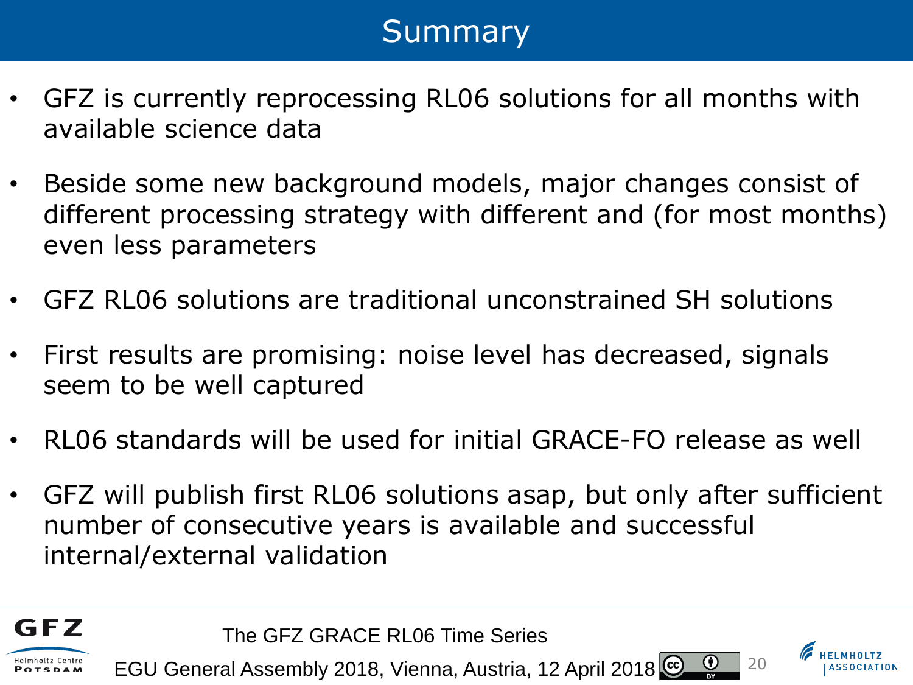# Summary

- GFZ is currently reprocessing RL06 solutions for all months with available science data
- Beside some new background models, major changes consist of different processing strategy with different and (for most months) even less parameters
- GFZ RL06 solutions are traditional unconstrained SH solutions
- First results are promising: noise level has decreased, signals seem to be well captured
- RL06 standards will be used for initial GRACE-FO release as well
- GFZ will publish first RL06 solutions asap, but only after sufficient number of consecutive years is available and successful internal/external validation